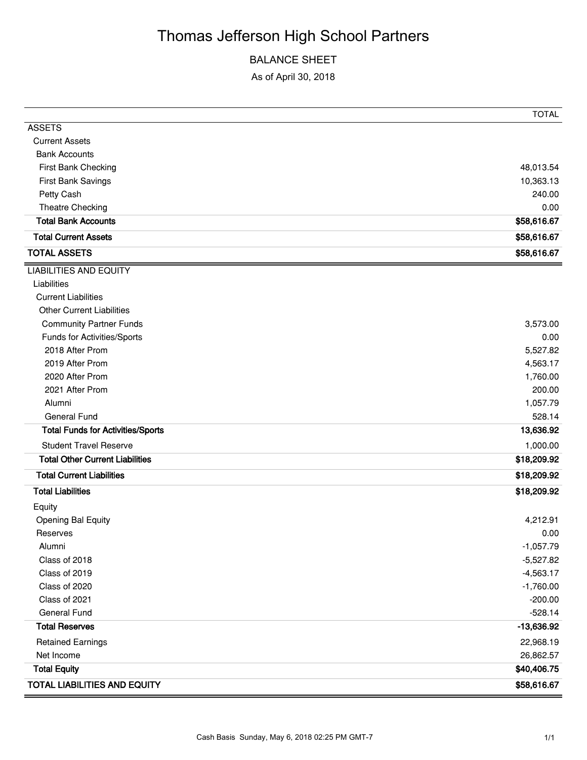# Thomas Jefferson High School Partners

## BALANCE SHEET

As of April 30, 2018

| | TOTAL |
|---|---|
| ASSETS | |
| Current Assets | |
| Bank Accounts | |
| First Bank Checking | 48,013.54 |
| First Bank Savings | 10,363.13 |
| Petty Cash | 240.00 |
| Theatre Checking | 0.00 |
| **Total Bank Accounts** | **$58,616.67** |
| **Total Current Assets** | **$58,616.67** |
| **TOTAL ASSETS** | **$58,616.67** |
| LIABILITIES AND EQUITY | |
| Liabilities | |
| Current Liabilities | |
| Other Current Liabilities | |
| Community Partner Funds | 3,573.00 |
| Funds for Activities/Sports | 0.00 |
| 2018 After Prom | 5,527.82 |
| 2019 After Prom | 4,563.17 |
| 2020 After Prom | 1,760.00 |
| 2021 After Prom | 200.00 |
| Alumni | 1,057.79 |
| General Fund | 528.14 |
| **Total Funds for Activities/Sports** | **13,636.92** |
| Student Travel Reserve | 1,000.00 |
| **Total Other Current Liabilities** | **$18,209.92** |
| **Total Current Liabilities** | **$18,209.92** |
| **Total Liabilities** | **$18,209.92** |
| Equity | |
| Opening Bal Equity | 4,212.91 |
| Reserves | 0.00 |
| Alumni | -1,057.79 |
| Class of 2018 | -5,527.82 |
| Class of 2019 | -4,563.17 |
| Class of 2020 | -1,760.00 |
| Class of 2021 | -200.00 |
| General Fund | -528.14 |
| **Total Reserves** | **-13,636.92** |
| Retained Earnings | 22,968.19 |
| Net Income | 26,862.57 |
| **Total Equity** | **$40,406.75** |
| **TOTAL LIABILITIES AND EQUITY** | **$58,616.67** |

Cash Basis Sunday, May 6, 2018 02:25 PM GMT-7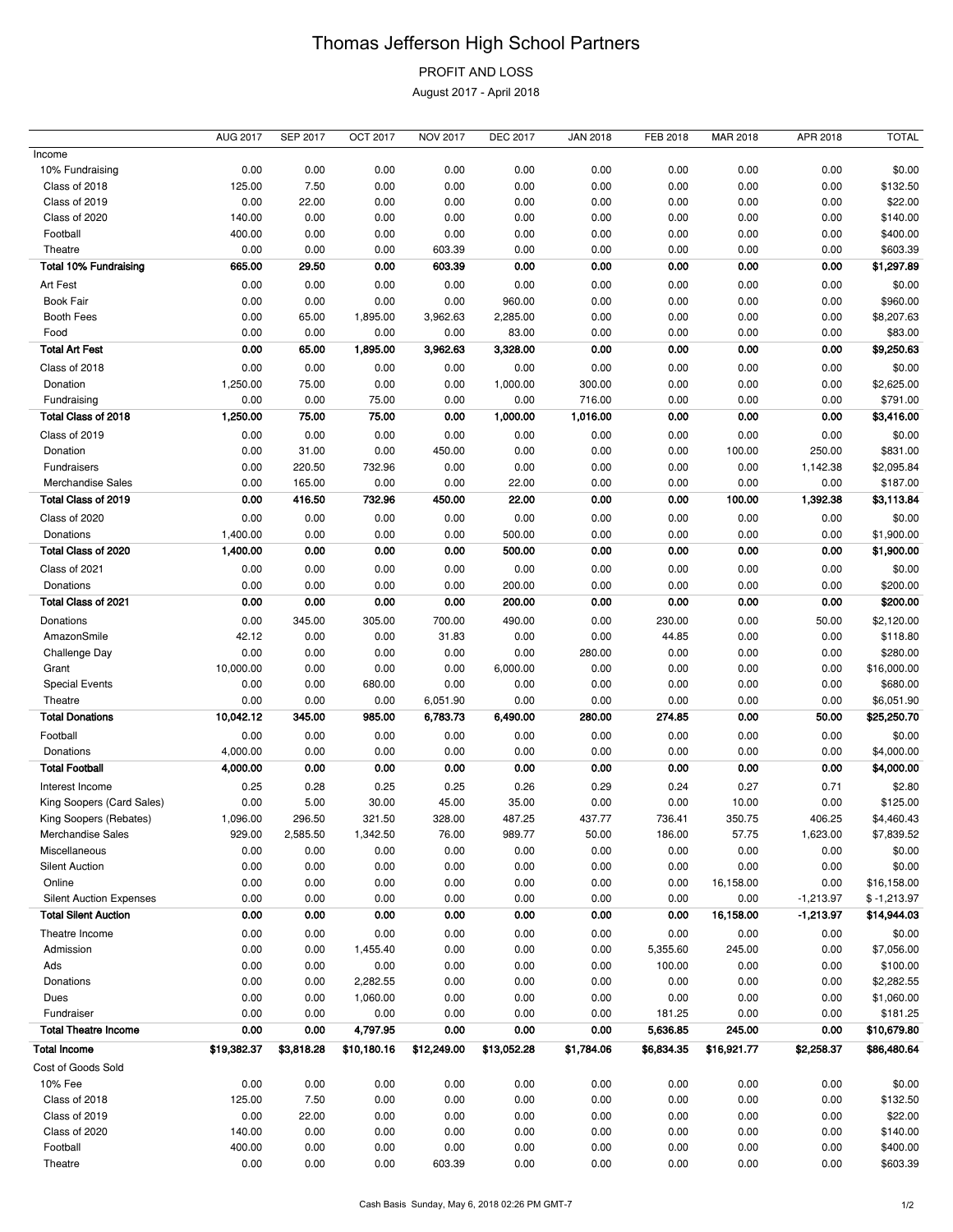# Thomas Jefferson High School Partners

PROFIT AND LOSS

August 2017 - April 2018

| | AUG 2017 | SEP 2017 | OCT 2017 | NOV 2017 | DEC 2017 | JAN 2018 | FEB 2018 | MAR 2018 | APR 2018 | TOTAL |
|---|---|---|---|---|---|---|---|---|---|---|
| Income | | | | | | | | | | |
| 10% Fundraising | 0.00 | 0.00 | 0.00 | 0.00 | 0.00 | 0.00 | 0.00 | 0.00 | 0.00 | $0.00 |
| Class of 2018 | 125.00 | 7.50 | 0.00 | 0.00 | 0.00 | 0.00 | 0.00 | 0.00 | 0.00 | $132.50 |
| Class of 2019 | 0.00 | 22.00 | 0.00 | 0.00 | 0.00 | 0.00 | 0.00 | 0.00 | 0.00 | $22.00 |
| Class of 2020 | 140.00 | 0.00 | 0.00 | 0.00 | 0.00 | 0.00 | 0.00 | 0.00 | 0.00 | $140.00 |
| Football | 400.00 | 0.00 | 0.00 | 0.00 | 0.00 | 0.00 | 0.00 | 0.00 | 0.00 | $400.00 |
| Theatre | 0.00 | 0.00 | 0.00 | 603.39 | 0.00 | 0.00 | 0.00 | 0.00 | 0.00 | $603.39 |
| **Total 10% Fundraising** | **665.00** | **29.50** | **0.00** | **603.39** | **0.00** | **0.00** | **0.00** | **0.00** | **0.00** | **$1,297.89** |
| Art Fest | 0.00 | 0.00 | 0.00 | 0.00 | 0.00 | 0.00 | 0.00 | 0.00 | 0.00 | $0.00 |
| Book Fair | 0.00 | 0.00 | 0.00 | 0.00 | 960.00 | 0.00 | 0.00 | 0.00 | 0.00 | $960.00 |
| Booth Fees | 0.00 | 65.00 | 1,895.00 | 3,962.63 | 2,285.00 | 0.00 | 0.00 | 0.00 | 0.00 | $8,207.63 |
| Food | 0.00 | 0.00 | 0.00 | 0.00 | 83.00 | 0.00 | 0.00 | 0.00 | 0.00 | $83.00 |
| **Total Art Fest** | **0.00** | **65.00** | **1,895.00** | **3,962.63** | **3,328.00** | **0.00** | **0.00** | **0.00** | **0.00** | **$9,250.63** |
| Class of 2018 | 0.00 | 0.00 | 0.00 | 0.00 | 0.00 | 0.00 | 0.00 | 0.00 | 0.00 | $0.00 |
| Donation | 1,250.00 | 75.00 | 0.00 | 0.00 | 1,000.00 | 300.00 | 0.00 | 0.00 | 0.00 | $2,625.00 |
| Fundraising | 0.00 | 0.00 | 75.00 | 0.00 | 0.00 | 716.00 | 0.00 | 0.00 | 0.00 | $791.00 |
| **Total Class of 2018** | **1,250.00** | **75.00** | **75.00** | **0.00** | **1,000.00** | **1,016.00** | **0.00** | **0.00** | **0.00** | **$3,416.00** |
| Class of 2019 | 0.00 | 0.00 | 0.00 | 0.00 | 0.00 | 0.00 | 0.00 | 0.00 | 0.00 | $0.00 |
| Donation | 0.00 | 31.00 | 0.00 | 450.00 | 0.00 | 0.00 | 0.00 | 100.00 | 250.00 | $831.00 |
| Fundraisers | 0.00 | 220.50 | 732.96 | 0.00 | 0.00 | 0.00 | 0.00 | 0.00 | 1,142.38 | $2,095.84 |
| Merchandise Sales | 0.00 | 165.00 | 0.00 | 0.00 | 22.00 | 0.00 | 0.00 | 0.00 | 0.00 | $187.00 |
| **Total Class of 2019** | **0.00** | **416.50** | **732.96** | **450.00** | **22.00** | **0.00** | **0.00** | **100.00** | **1,392.38** | **$3,113.84** |
| Class of 2020 | 0.00 | 0.00 | 0.00 | 0.00 | 0.00 | 0.00 | 0.00 | 0.00 | 0.00 | $0.00 |
| Donations | 1,400.00 | 0.00 | 0.00 | 0.00 | 500.00 | 0.00 | 0.00 | 0.00 | 0.00 | $1,900.00 |
| **Total Class of 2020** | **1,400.00** | **0.00** | **0.00** | **0.00** | **500.00** | **0.00** | **0.00** | **0.00** | **0.00** | **$1,900.00** |
| Class of 2021 | 0.00 | 0.00 | 0.00 | 0.00 | 0.00 | 0.00 | 0.00 | 0.00 | 0.00 | $0.00 |
| Donations | 0.00 | 0.00 | 0.00 | 0.00 | 200.00 | 0.00 | 0.00 | 0.00 | 0.00 | $200.00 |
| **Total Class of 2021** | **0.00** | **0.00** | **0.00** | **0.00** | **200.00** | **0.00** | **0.00** | **0.00** | **0.00** | **$200.00** |
| Donations | 0.00 | 345.00 | 305.00 | 700.00 | 490.00 | 0.00 | 230.00 | 0.00 | 50.00 | $2,120.00 |
| AmazonSmile | 42.12 | 0.00 | 0.00 | 31.83 | 0.00 | 0.00 | 44.85 | 0.00 | 0.00 | $118.80 |
| Challenge Day | 0.00 | 0.00 | 0.00 | 0.00 | 0.00 | 280.00 | 0.00 | 0.00 | 0.00 | $280.00 |
| Grant | 10,000.00 | 0.00 | 0.00 | 0.00 | 6,000.00 | 0.00 | 0.00 | 0.00 | 0.00 | $16,000.00 |
| Special Events | 0.00 | 0.00 | 680.00 | 0.00 | 0.00 | 0.00 | 0.00 | 0.00 | 0.00 | $680.00 |
| Theatre | 0.00 | 0.00 | 0.00 | 6,051.90 | 0.00 | 0.00 | 0.00 | 0.00 | 0.00 | $6,051.90 |
| **Total Donations** | **10,042.12** | **345.00** | **985.00** | **6,783.73** | **6,490.00** | **280.00** | **274.85** | **0.00** | **50.00** | **$25,250.70** |
| Football | 0.00 | 0.00 | 0.00 | 0.00 | 0.00 | 0.00 | 0.00 | 0.00 | 0.00 | $0.00 |
| Donations | 4,000.00 | 0.00 | 0.00 | 0.00 | 0.00 | 0.00 | 0.00 | 0.00 | 0.00 | $4,000.00 |
| **Total Football** | **4,000.00** | **0.00** | **0.00** | **0.00** | **0.00** | **0.00** | **0.00** | **0.00** | **0.00** | **$4,000.00** |
| Interest Income | 0.25 | 0.28 | 0.25 | 0.25 | 0.26 | 0.29 | 0.24 | 0.27 | 0.71 | $2.80 |
| King Soopers (Card Sales) | 0.00 | 5.00 | 30.00 | 45.00 | 35.00 | 0.00 | 0.00 | 10.00 | 0.00 | $125.00 |
| King Soopers (Rebates) | 1,096.00 | 296.50 | 321.50 | 328.00 | 487.25 | 437.77 | 736.41 | 350.75 | 406.25 | $4,460.43 |
| Merchandise Sales | 929.00 | 2,585.50 | 1,342.50 | 76.00 | 989.77 | 50.00 | 186.00 | 57.75 | 1,623.00 | $7,839.52 |
| Miscellaneous | 0.00 | 0.00 | 0.00 | 0.00 | 0.00 | 0.00 | 0.00 | 0.00 | 0.00 | $0.00 |
| Silent Auction | 0.00 | 0.00 | 0.00 | 0.00 | 0.00 | 0.00 | 0.00 | 0.00 | 0.00 | $0.00 |
| Online | 0.00 | 0.00 | 0.00 | 0.00 | 0.00 | 0.00 | 0.00 | 16,158.00 | 0.00 | $16,158.00 |
| Silent Auction Expenses | 0.00 | 0.00 | 0.00 | 0.00 | 0.00 | 0.00 | 0.00 | 0.00 | -1,213.97 | $ -1,213.97 |
| **Total Silent Auction** | **0.00** | **0.00** | **0.00** | **0.00** | **0.00** | **0.00** | **0.00** | **16,158.00** | **-1,213.97** | **$14,944.03** |
| Theatre Income | 0.00 | 0.00 | 0.00 | 0.00 | 0.00 | 0.00 | 0.00 | 0.00 | 0.00 | $0.00 |
| Admission | 0.00 | 0.00 | 1,455.40 | 0.00 | 0.00 | 0.00 | 5,355.60 | 245.00 | 0.00 | $7,056.00 |
| Ads | 0.00 | 0.00 | 0.00 | 0.00 | 0.00 | 0.00 | 100.00 | 0.00 | 0.00 | $100.00 |
| Donations | 0.00 | 0.00 | 2,282.55 | 0.00 | 0.00 | 0.00 | 0.00 | 0.00 | 0.00 | $2,282.55 |
| Dues | 0.00 | 0.00 | 1,060.00 | 0.00 | 0.00 | 0.00 | 0.00 | 0.00 | 0.00 | $1,060.00 |
| Fundraiser | 0.00 | 0.00 | 0.00 | 0.00 | 0.00 | 0.00 | 181.25 | 0.00 | 0.00 | $181.25 |
| **Total Theatre Income** | **0.00** | **0.00** | **4,797.95** | **0.00** | **0.00** | **0.00** | **5,636.85** | **245.00** | **0.00** | **$10,679.80** |
| **Total Income** | **$19,382.37** | **$3,818.28** | **$10,180.16** | **$12,249.00** | **$13,052.28** | **$1,784.06** | **$6,834.35** | **$16,921.77** | **$2,258.37** | **$86,480.64** |
| Cost of Goods Sold | | | | | | | | | | |
| 10% Fee | 0.00 | 0.00 | 0.00 | 0.00 | 0.00 | 0.00 | 0.00 | 0.00 | 0.00 | $0.00 |
| Class of 2018 | 125.00 | 7.50 | 0.00 | 0.00 | 0.00 | 0.00 | 0.00 | 0.00 | 0.00 | $132.50 |
| Class of 2019 | 0.00 | 22.00 | 0.00 | 0.00 | 0.00 | 0.00 | 0.00 | 0.00 | 0.00 | $22.00 |
| Class of 2020 | 140.00 | 0.00 | 0.00 | 0.00 | 0.00 | 0.00 | 0.00 | 0.00 | 0.00 | $140.00 |
| Football | 400.00 | 0.00 | 0.00 | 0.00 | 0.00 | 0.00 | 0.00 | 0.00 | 0.00 | $400.00 |
| Theatre | 0.00 | 0.00 | 0.00 | 603.39 | 0.00 | 0.00 | 0.00 | 0.00 | 0.00 | $603.39 |

Cash Basis Sunday, May 6, 2018 02:26 PM GMT-7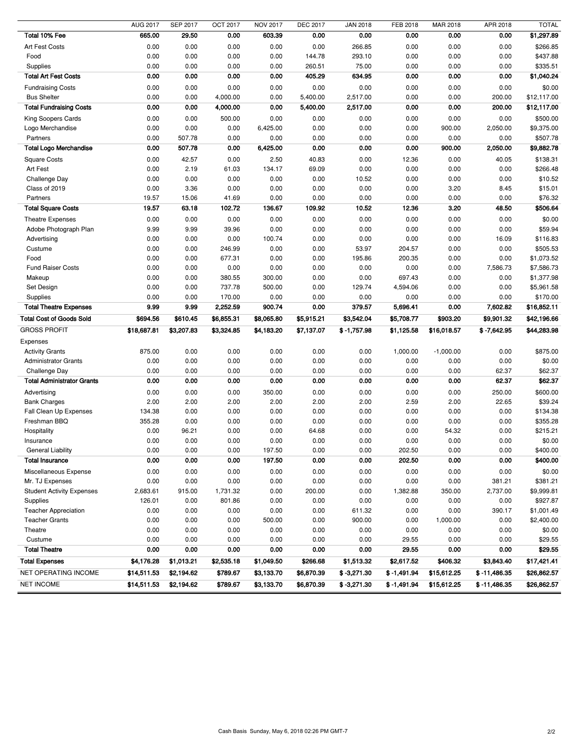| | AUG 2017 | SEP 2017 | OCT 2017 | NOV 2017 | DEC 2017 | JAN 2018 | FEB 2018 | MAR 2018 | APR 2018 | TOTAL |
|---|---|---|---|---|---|---|---|---|---|---|
| **Total 10% Fee** | **665.00** | **29.50** | **0.00** | **603.39** | **0.00** | **0.00** | **0.00** | **0.00** | **0.00** | **$1,297.89** |
| Art Fest Costs | 0.00 | 0.00 | 0.00 | 0.00 | 0.00 | 266.85 | 0.00 | 0.00 | 0.00 | $266.85 |
| Food | 0.00 | 0.00 | 0.00 | 0.00 | 144.78 | 293.10 | 0.00 | 0.00 | 0.00 | $437.88 |
| Supplies | 0.00 | 0.00 | 0.00 | 0.00 | 260.51 | 75.00 | 0.00 | 0.00 | 0.00 | $335.51 |
| **Total Art Fest Costs** | **0.00** | **0.00** | **0.00** | **0.00** | **405.29** | **634.95** | **0.00** | **0.00** | **0.00** | **$1,040.24** |
| Fundraising Costs | 0.00 | 0.00 | 0.00 | 0.00 | 0.00 | 0.00 | 0.00 | 0.00 | 0.00 | $0.00 |
| Bus Shelter | 0.00 | 0.00 | 4,000.00 | 0.00 | 5,400.00 | 2,517.00 | 0.00 | 0.00 | 200.00 | $12,117.00 |
| **Total Fundraising Costs** | **0.00** | **0.00** | **4,000.00** | **0.00** | **5,400.00** | **2,517.00** | **0.00** | **0.00** | **200.00** | **$12,117.00** |
| King Soopers Cards | 0.00 | 0.00 | 500.00 | 0.00 | 0.00 | 0.00 | 0.00 | 0.00 | 0.00 | $500.00 |
| Logo Merchandise | 0.00 | 0.00 | 0.00 | 6,425.00 | 0.00 | 0.00 | 0.00 | 900.00 | 2,050.00 | $9,375.00 |
| Partners | 0.00 | 507.78 | 0.00 | 0.00 | 0.00 | 0.00 | 0.00 | 0.00 | 0.00 | $507.78 |
| **Total Logo Merchandise** | **0.00** | **507.78** | **0.00** | **6,425.00** | **0.00** | **0.00** | **0.00** | **900.00** | **2,050.00** | **$9,882.78** |
| Square Costs | 0.00 | 42.57 | 0.00 | 2.50 | 40.83 | 0.00 | 12.36 | 0.00 | 40.05 | $138.31 |
| Art Fest | 0.00 | 2.19 | 61.03 | 134.17 | 69.09 | 0.00 | 0.00 | 0.00 | 0.00 | $266.48 |
| Challenge Day | 0.00 | 0.00 | 0.00 | 0.00 | 0.00 | 10.52 | 0.00 | 0.00 | 0.00 | $10.52 |
| Class of 2019 | 0.00 | 3.36 | 0.00 | 0.00 | 0.00 | 0.00 | 0.00 | 3.20 | 8.45 | $15.01 |
| Partners | 19.57 | 15.06 | 41.69 | 0.00 | 0.00 | 0.00 | 0.00 | 0.00 | 0.00 | $76.32 |
| **Total Square Costs** | **19.57** | **63.18** | **102.72** | **136.67** | **109.92** | **10.52** | **12.36** | **3.20** | **48.50** | **$506.64** |
| Theatre Expenses | 0.00 | 0.00 | 0.00 | 0.00 | 0.00 | 0.00 | 0.00 | 0.00 | 0.00 | $0.00 |
| Adobe Photograph Plan | 9.99 | 9.99 | 39.96 | 0.00 | 0.00 | 0.00 | 0.00 | 0.00 | 0.00 | $59.94 |
| Advertising | 0.00 | 0.00 | 0.00 | 100.74 | 0.00 | 0.00 | 0.00 | 0.00 | 16.09 | $116.83 |
| Custume | 0.00 | 0.00 | 246.99 | 0.00 | 0.00 | 53.97 | 204.57 | 0.00 | 0.00 | $505.53 |
| Food | 0.00 | 0.00 | 677.31 | 0.00 | 0.00 | 195.86 | 200.35 | 0.00 | 0.00 | $1,073.52 |
| Fund Raiser Costs | 0.00 | 0.00 | 0.00 | 0.00 | 0.00 | 0.00 | 0.00 | 0.00 | 7,586.73 | $7,586.73 |
| Makeup | 0.00 | 0.00 | 380.55 | 300.00 | 0.00 | 0.00 | 697.43 | 0.00 | 0.00 | $1,377.98 |
| Set Design | 0.00 | 0.00 | 737.78 | 500.00 | 0.00 | 129.74 | 4,594.06 | 0.00 | 0.00 | $5,961.58 |
| Supplies | 0.00 | 0.00 | 170.00 | 0.00 | 0.00 | 0.00 | 0.00 | 0.00 | 0.00 | $170.00 |
| **Total Theatre Expenses** | **9.99** | **9.99** | **2,252.59** | **900.74** | **0.00** | **379.57** | **5,696.41** | **0.00** | **7,602.82** | **$16,852.11** |
| **Total Cost of Goods Sold** | **$694.56** | **$610.45** | **$6,855.31** | **$8,065.80** | **$5,915.21** | **$3,542.04** | **$5,708.77** | **$903.20** | **$9,901.32** | **$42,196.66** |
| GROSS PROFIT | **$18,687.81** | **$3,207.83** | **$3,324.85** | **$4,183.20** | **$7,137.07** | **$ -1,757.98** | **$1,125.58** | **$16,018.57** | **$ -7,642.95** | **$44,283.98** |
| Expenses | | | | | | | | | | |
| Activity Grants | 875.00 | 0.00 | 0.00 | 0.00 | 0.00 | 0.00 | 1,000.00 | -1,000.00 | 0.00 | $875.00 |
| Administrator Grants | 0.00 | 0.00 | 0.00 | 0.00 | 0.00 | 0.00 | 0.00 | 0.00 | 0.00 | $0.00 |
| Challenge Day | 0.00 | 0.00 | 0.00 | 0.00 | 0.00 | 0.00 | 0.00 | 0.00 | 62.37 | $62.37 |
| **Total Administrator Grants** | **0.00** | **0.00** | **0.00** | **0.00** | **0.00** | **0.00** | **0.00** | **0.00** | **62.37** | **$62.37** |
| Advertising | 0.00 | 0.00 | 0.00 | 350.00 | 0.00 | 0.00 | 0.00 | 0.00 | 250.00 | $600.00 |
| Bank Charges | 2.00 | 2.00 | 2.00 | 2.00 | 2.00 | 2.00 | 2.59 | 2.00 | 22.65 | $39.24 |
| Fall Clean Up Expenses | 134.38 | 0.00 | 0.00 | 0.00 | 0.00 | 0.00 | 0.00 | 0.00 | 0.00 | $134.38 |
| Freshman BBQ | 355.28 | 0.00 | 0.00 | 0.00 | 0.00 | 0.00 | 0.00 | 0.00 | 0.00 | $355.28 |
| Hospitality | 0.00 | 96.21 | 0.00 | 0.00 | 64.68 | 0.00 | 0.00 | 54.32 | 0.00 | $215.21 |
| Insurance | 0.00 | 0.00 | 0.00 | 0.00 | 0.00 | 0.00 | 0.00 | 0.00 | 0.00 | $0.00 |
| General Liability | 0.00 | 0.00 | 0.00 | 197.50 | 0.00 | 0.00 | 202.50 | 0.00 | 0.00 | $400.00 |
| **Total Insurance** | **0.00** | **0.00** | **0.00** | **197.50** | **0.00** | **0.00** | **202.50** | **0.00** | **0.00** | **$400.00** |
| Miscellaneous Expense | 0.00 | 0.00 | 0.00 | 0.00 | 0.00 | 0.00 | 0.00 | 0.00 | 0.00 | $0.00 |
| Mr. TJ Expenses | 0.00 | 0.00 | 0.00 | 0.00 | 0.00 | 0.00 | 0.00 | 0.00 | 381.21 | $381.21 |
| Student Activity Expenses | 2,683.61 | 915.00 | 1,731.32 | 0.00 | 200.00 | 0.00 | 1,382.88 | 350.00 | 2,737.00 | $9,999.81 |
| Supplies | 126.01 | 0.00 | 801.86 | 0.00 | 0.00 | 0.00 | 0.00 | 0.00 | 0.00 | $927.87 |
| Teacher Appreciation | 0.00 | 0.00 | 0.00 | 0.00 | 0.00 | 611.32 | 0.00 | 0.00 | 390.17 | $1,001.49 |
| Teacher Grants | 0.00 | 0.00 | 0.00 | 500.00 | 0.00 | 900.00 | 0.00 | 1,000.00 | 0.00 | $2,400.00 |
| Theatre | 0.00 | 0.00 | 0.00 | 0.00 | 0.00 | 0.00 | 0.00 | 0.00 | 0.00 | $0.00 |
| Custume | 0.00 | 0.00 | 0.00 | 0.00 | 0.00 | 0.00 | 29.55 | 0.00 | 0.00 | $29.55 |
| **Total Theatre** | **0.00** | **0.00** | **0.00** | **0.00** | **0.00** | **0.00** | **29.55** | **0.00** | **0.00** | **$29.55** |
| **Total Expenses** | **$4,176.28** | **$1,013.21** | **$2,535.18** | **$1,049.50** | **$266.68** | **$1,513.32** | **$2,617.52** | **$406.32** | **$3,843.40** | **$17,421.41** |
| NET OPERATING INCOME | **$14,511.53** | **$2,194.62** | **$789.67** | **$3,133.70** | **$6,870.39** | **$ -3,271.30** | **$ -1,491.94** | **$15,612.25** | **$ -11,486.35** | **$26,862.57** |
| NET INCOME | **$14,511.53** | **$2,194.62** | **$789.67** | **$3,133.70** | **$6,870.39** | **$ -3,271.30** | **$ -1,491.94** | **$15,612.25** | **$ -11,486.35** | **$26,862.57** |

Cash Basis Sunday, May 6, 2018 02:26 PM GMT-7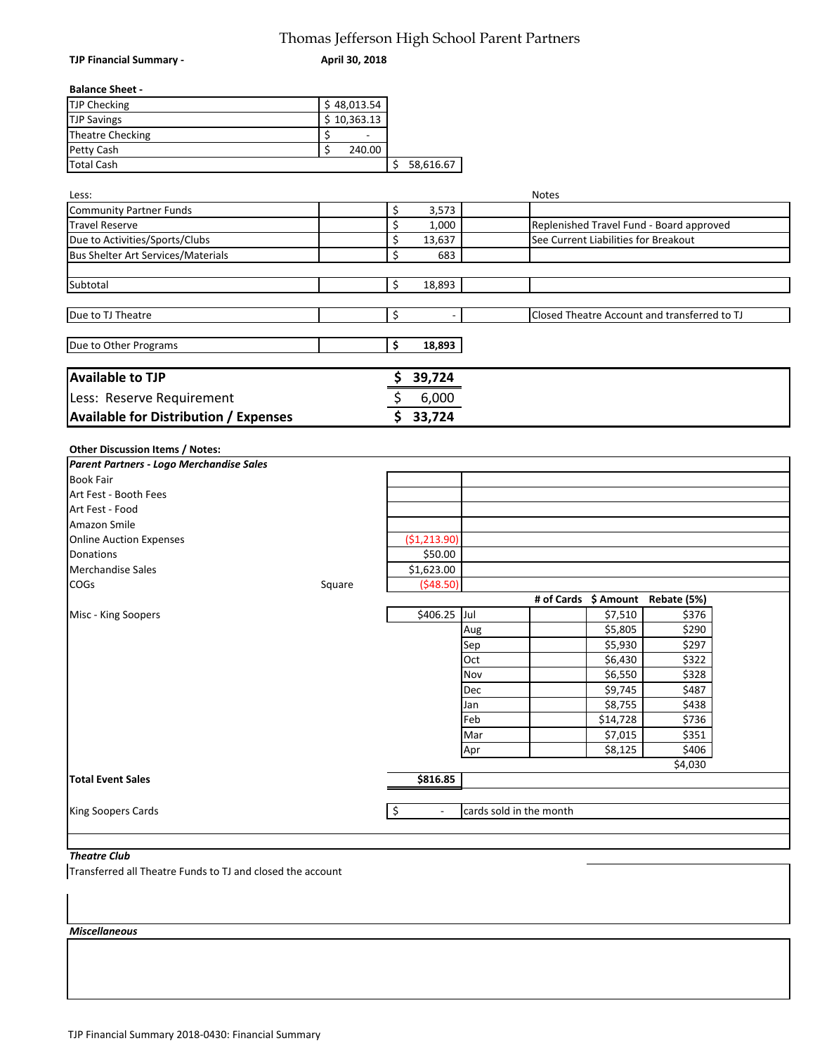# Thomas Jefferson High School Parent Partners

**TJP Financial Summary -** **April 30, 2018**

**Balance Sheet -**

| | | |
|---|---|---|
| TJP Checking | $ 48,013.54 | |
| TJP Savings | $ 10,363.13 | |
| Theatre Checking | $ - | |
| Petty Cash | $ 240.00 | |
| Total Cash | | $ 58,616.67 |

| Less: | | | Notes |
|---|---|---|---|
| Community Partner Funds | | $ 3,573 | |
| Travel Reserve | | $ 1,000 | Replenished Travel Fund - Board approved |
| Due to Activities/Sports/Clubs | | $ 13,637 | See Current Liabilities for Breakout |
| Bus Shelter Art Services/Materials | | $ 683 | |
| Subtotal | | $ 18,893 | |
| Due to TJ Theatre | | $ - | Closed Theatre Account and transferred to TJ |
| Due to Other Programs | | **$ 18,893** | |

| | |
|---|---|
| **Available to TJP** | **$ 39,724** |
| Less: Reserve Requirement | $ 6,000 |
| **Available for Distribution / Expenses** | **$ 33,724** |

**Other Discussion Items / Notes:**

| *Parent Partners - Logo Merchandise Sales* | | | | | | |
|---|---|---|---|---|---|---|
| Book Fair | | | | | | |
| Art Fest - Booth Fees | | | | | | |
| Art Fest - Food | | | | | | |
| Amazon Smile | | | | | | |
| Online Auction Expenses | | ($1,213.90) | | | | |
| Donations | | $50.00 | | | | |
| Merchandise Sales | | $1,623.00 | | | | |
| COGs | Square | ($48.50) | | | | |
| | | | | # of Cards | $ Amount | Rebate (5%) |
| Misc - King Soopers | | $406.25 | Jul | | $7,510 | $376 |
| | | | Aug | | $5,805 | $290 |
| | | | Sep | | $5,930 | $297 |
| | | | Oct | | $6,430 | $322 |
| | | | Nov | | $6,550 | $328 |
| | | | Dec | | $9,745 | $487 |
| | | | Jan | | $8,755 | $438 |
| | | | Feb | | $14,728 | $736 |
| | | | Mar | | $7,015 | $351 |
| | | | Apr | | $8,125 | $406 |
| | | | | | | $4,030 |
| **Total Event Sales** | | **$816.85** | | | | |
| King Soopers Cards | | $ - | cards sold in the month | | | |

***Theatre Club***

Transferred all Theatre Funds to TJ and closed the account

***Miscellaneous***

TJP Financial Summary 2018-0430: Financial Summary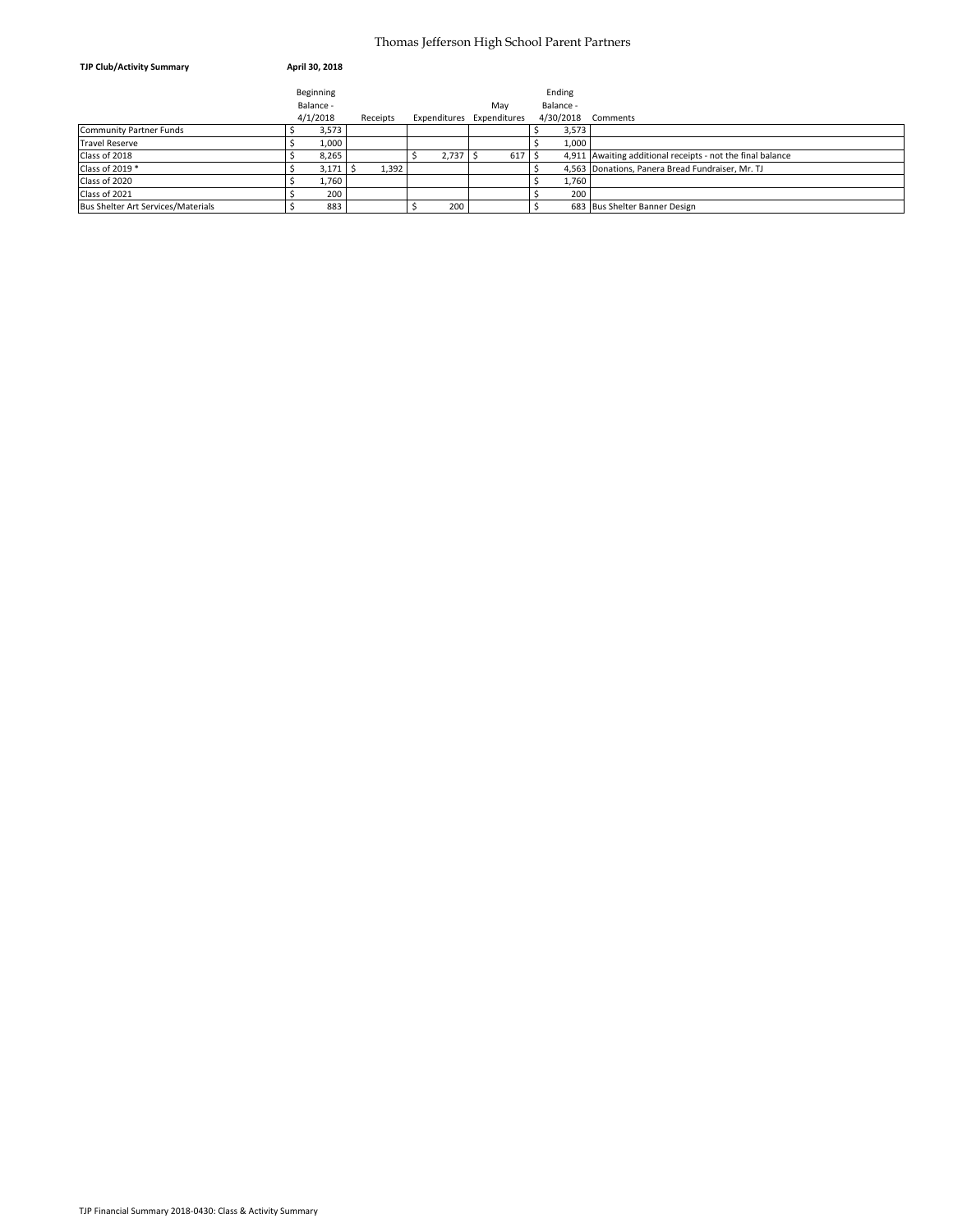# Thomas Jefferson High School Parent Partners

**TJP Club/Activity Summary** **April 30, 2018**

| | Beginning Balance - 4/1/2018 | Receipts | Expenditures | May Expenditures | Ending Balance - 4/30/2018 | Comments |
|---|---|---|---|---|---|---|
| Community Partner Funds | $ 3,573 | | | | $ 3,573 | |
| Travel Reserve | $ 1,000 | | | | $ 1,000 | |
| Class of 2018 | $ 8,265 | | $ 2,737 | $ 617 | $ 4,911 | Awaiting additional receipts - not the final balance |
| Class of 2019 * | $ 3,171 | $ 1,392 | | | $ 4,563 | Donations, Panera Bread Fundraiser, Mr. TJ |
| Class of 2020 | $ 1,760 | | | | $ 1,760 | |
| Class of 2021 | $ 200 | | | | $ 200 | |
| Bus Shelter Art Services/Materials | $ 883 | | $ 200 | | $ 683 | Bus Shelter Banner Design |

TJP Financial Summary 2018-0430: Class & Activity Summary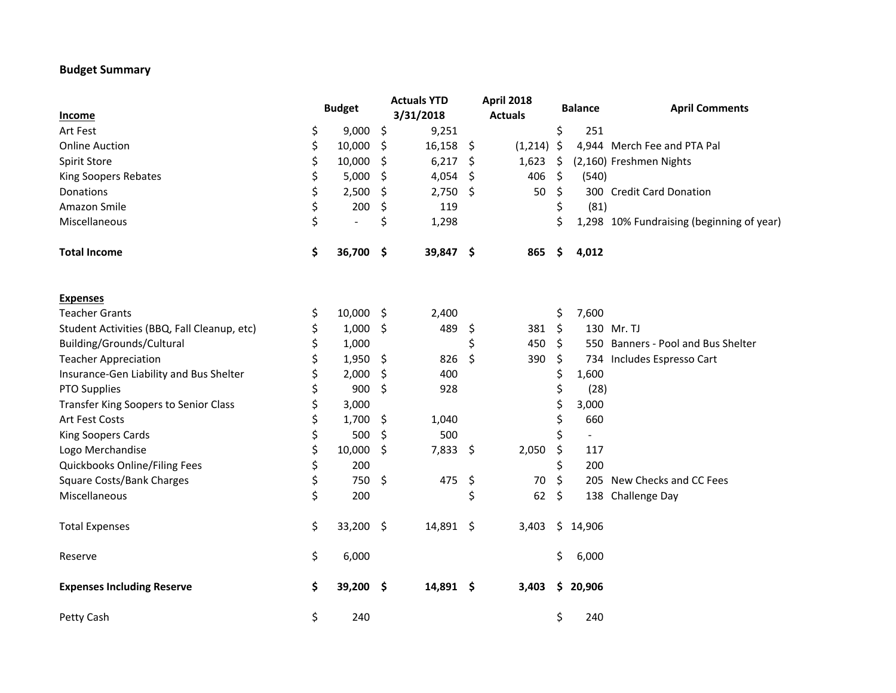## Budget Summary

| Income | Budget | Actuals YTD 3/31/2018 | April 2018 Actuals | Balance | April Comments |
|---|---|---|---|---|---|
| Art Fest | $ 9,000 | $ 9,251 | | $ 251 | |
| Online Auction | $ 10,000 | $ 16,158 | $ (1,214) | $ 4,944 | Merch Fee and PTA Pal |
| Spirit Store | $ 10,000 | $ 6,217 | $ 1,623 | $ (2,160) | Freshmen Nights |
| King Soopers Rebates | $ 5,000 | $ 4,054 | $ 406 | $ (540) | |
| Donations | $ 2,500 | $ 2,750 | $ 50 | $ 300 | Credit Card Donation |
| Amazon Smile | $ 200 | $ 119 | | $ (81) | |
| Miscellaneous | $ - | $ 1,298 | | $ 1,298 | 10% Fundraising (beginning of year) |
| **Total Income** | **$ 36,700** | **$ 39,847** | **$ 865** | **$ 4,012** | |

| Expenses | Budget | Actuals YTD 3/31/2018 | April 2018 Actuals | Balance | April Comments |
|---|---|---|---|---|---|
| Teacher Grants | $ 10,000 | $ 2,400 | | $ 7,600 | |
| Student Activities (BBQ, Fall Cleanup, etc) | $ 1,000 | $ 489 | $ 381 | $ 130 | Mr. TJ |
| Building/Grounds/Cultural | $ 1,000 | | $ 450 | $ 550 | Banners - Pool and Bus Shelter |
| Teacher Appreciation | $ 1,950 | $ 826 | $ 390 | $ 734 | Includes Espresso Cart |
| Insurance-Gen Liability and Bus Shelter | $ 2,000 | $ 400 | | $ 1,600 | |
| PTO Supplies | $ 900 | $ 928 | | $ (28) | |
| Transfer King Soopers to Senior Class | $ 3,000 | | | $ 3,000 | |
| Art Fest Costs | $ 1,700 | $ 1,040 | | $ 660 | |
| King Soopers Cards | $ 500 | $ 500 | | $ - | |
| Logo Merchandise | $ 10,000 | $ 7,833 | $ 2,050 | $ 117 | |
| Quickbooks Online/Filing Fees | $ 200 | | | $ 200 | |
| Square Costs/Bank Charges | $ 750 | $ 475 | $ 70 | $ 205 | New Checks and CC Fees |
| Miscellaneous | $ 200 | | $ 62 | $ 138 | Challenge Day |
| Total Expenses | $ 33,200 | $ 14,891 | $ 3,403 | $ 14,906 | |
| Reserve | $ 6,000 | | | $ 6,000 | |
| **Expenses Including Reserve** | **$ 39,200** | **$ 14,891** | **$ 3,403** | **$ 20,906** | |
| Petty Cash | $ 240 | | | $ 240 | |